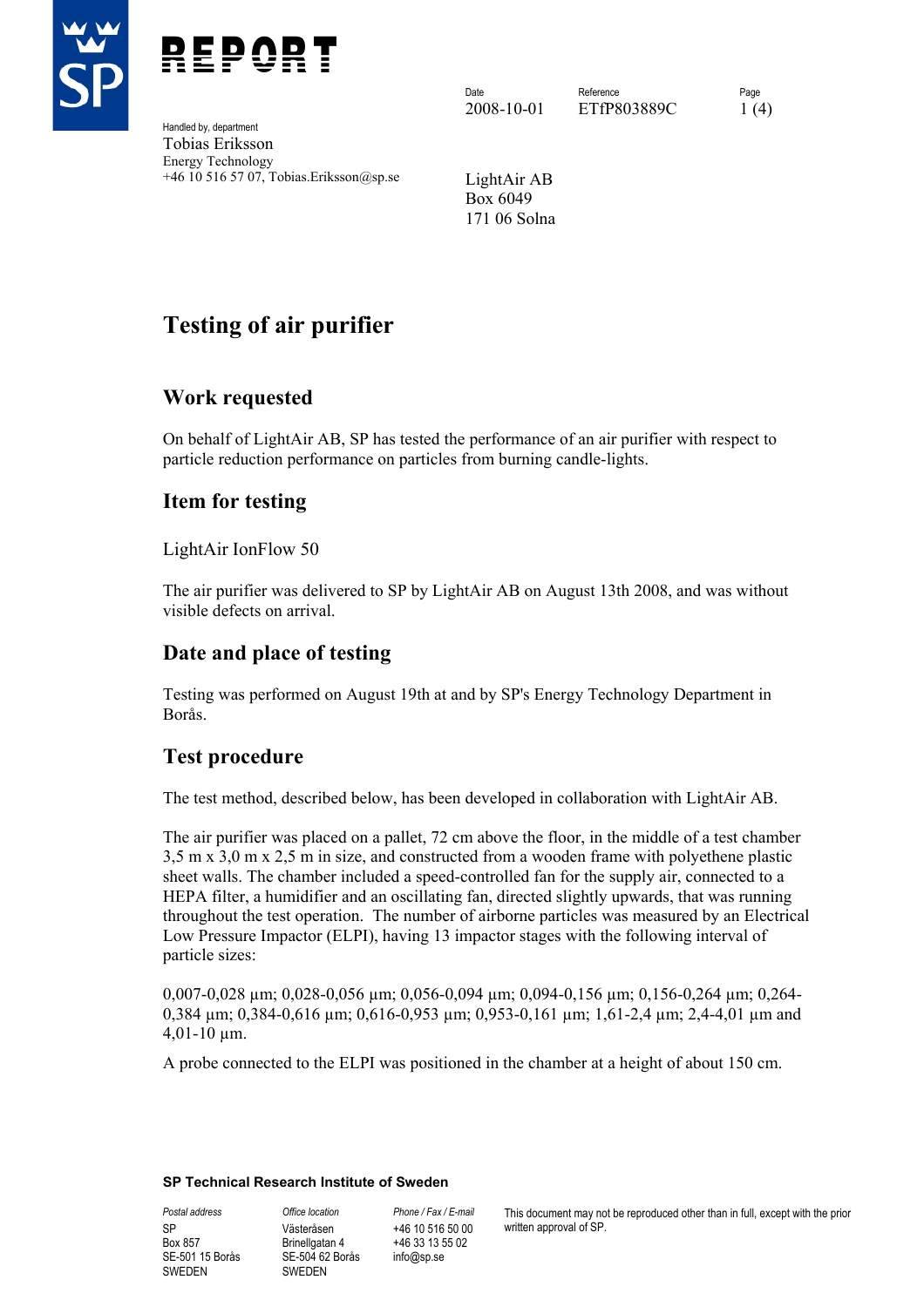# REPORT

| Date | Reference | Page |
|---|---|---|
| 2008-10-01 | ETfP803889C | 1 (4) |

Handled by, department
Tobias Eriksson
Energy Technology
+46 10 516 57 07, Tobias.Eriksson@sp.se

LightAir AB
Box 6049
171 06 Solna

# Testing of air purifier

## Work requested

On behalf of LightAir AB, SP has tested the performance of an air purifier with respect to particle reduction performance on particles from burning candle-lights.

## Item for testing

LightAir IonFlow 50

The air purifier was delivered to SP by LightAir AB on August 13th 2008, and was without visible defects on arrival.

## Date and place of testing

Testing was performed on August 19th at and by SP's Energy Technology Department in Borås.

## Test procedure

The test method, described below, has been developed in collaboration with LightAir AB.

The air purifier was placed on a pallet, 72 cm above the floor, in the middle of a test chamber 3,5 m x 3,0 m x 2,5 m in size, and constructed from a wooden frame with polyethene plastic sheet walls. The chamber included a speed-controlled fan for the supply air, connected to a HEPA filter, a humidifier and an oscillating fan, directed slightly upwards, that was running throughout the test operation. The number of airborne particles was measured by an Electrical Low Pressure Impactor (ELPI), having 13 impactor stages with the following interval of particle sizes:

0,007-0,028 µm; 0,028-0,056 µm; 0,056-0,094 µm; 0,094-0,156 µm; 0,156-0,264 µm; 0,264-0,384 µm; 0,384-0,616 µm; 0,616-0,953 µm; 0,953-0,161 µm; 1,61-2,4 µm; 2,4-4,01 µm and 4,01-10 µm.

A probe connected to the ELPI was positioned in the chamber at a height of about 150 cm.

**SP Technical Research Institute of Sweden**

| Postal address | Office location | Phone / Fax / E-mail | |
|---|---|---|---|
| SP<br>Box 857<br>SE-501 15 Borås<br>SWEDEN | Västeråsen<br>Brinellgatan 4<br>SE-504 62 Borås<br>SWEDEN | +46 10 516 50 00<br>+46 33 13 55 02<br>info@sp.se | This document may not be reproduced other than in full, except with the prior written approval of SP. |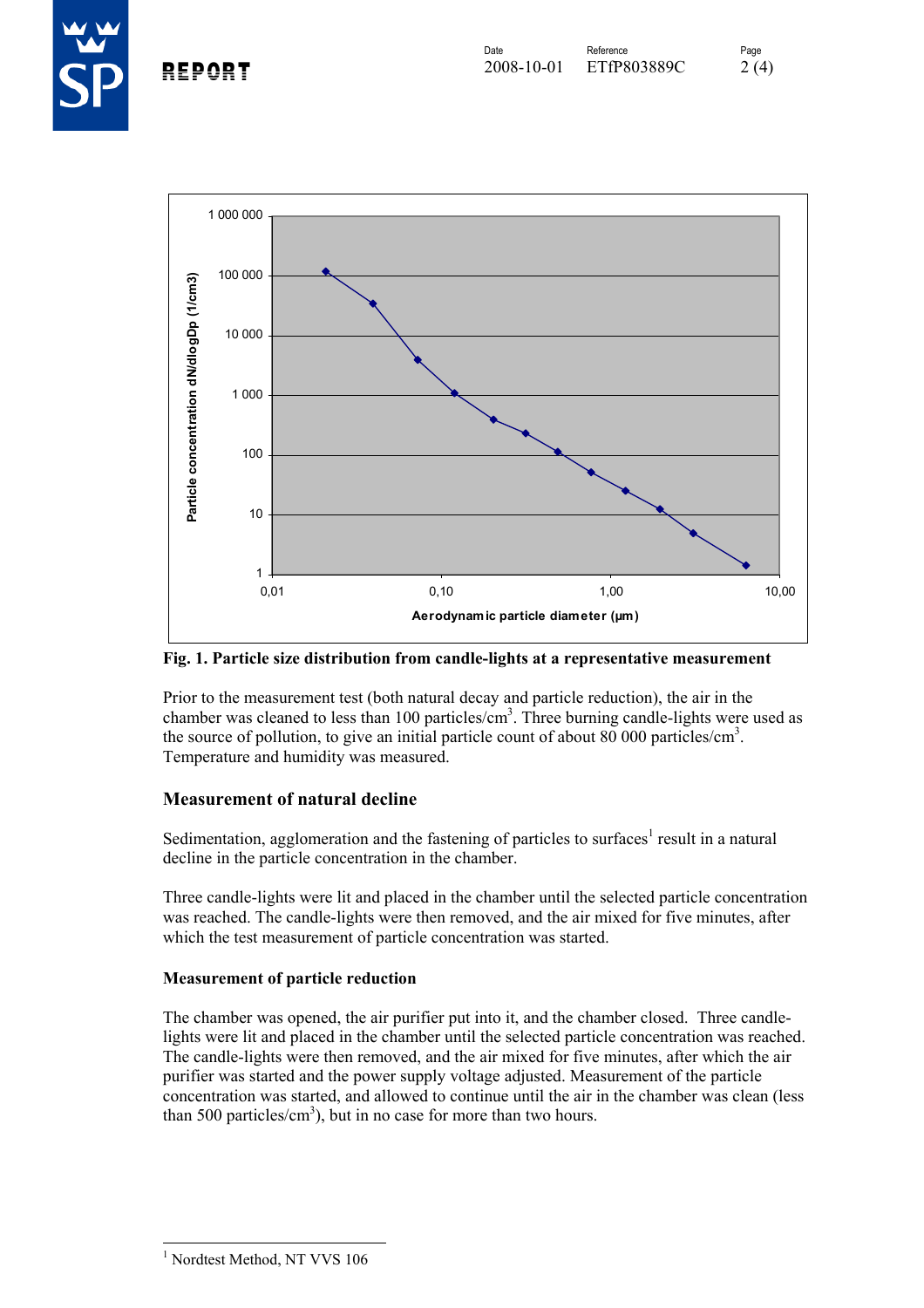1 000 000

100 000

10 000

1 000

100

10

1

0,01

0,10

1,00

10,00

Particle concentration dN/dlogDp (1/cm3)

Aerodynamic particle diameter (µm)

**Fig. 1. Particle size distribution from candle-lights at a representative measurement**

Prior to the measurement test (both natural decay and particle reduction), the air in the chamber was cleaned to less than 100 particles/cm$^3$. Three burning candle-lights were used as the source of pollution, to give an initial particle count of about 80 000 particles/cm$^3$. Temperature and humidity was measured.

## Measurement of natural decline

Sedimentation, agglomeration and the fastening of particles to surfaces[1] result in a natural decline in the particle concentration in the chamber.

Three candle-lights were lit and placed in the chamber until the selected particle concentration was reached. The candle-lights were then removed, and the air mixed for five minutes, after which the test measurement of particle concentration was started.

### Measurement of particle reduction

The chamber was opened, the air purifier put into it, and the chamber closed. Three candle-lights were lit and placed in the chamber until the selected particle concentration was reached. The candle-lights were then removed, and the air mixed for five minutes, after which the air purifier was started and the power supply voltage adjusted. Measurement of the particle concentration was started, and allowed to continue until the air in the chamber was clean (less than 500 particles/cm$^3$), but in no case for more than two hours.

---

[1] Nordtest Method, NT VVS 106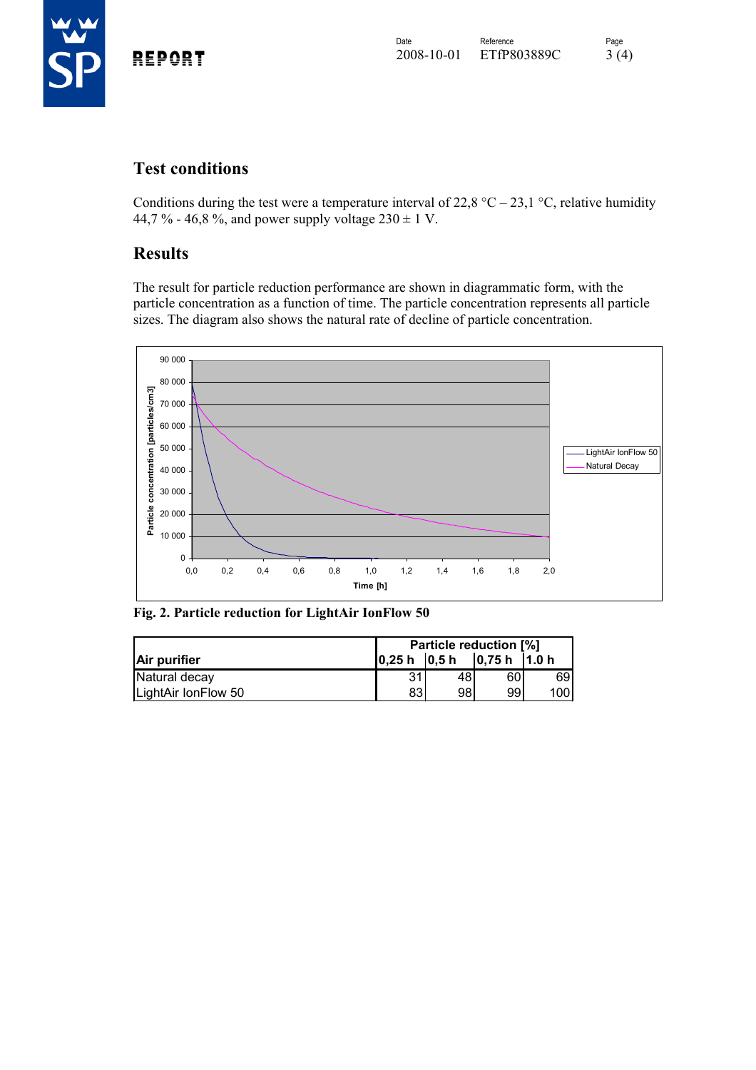## Test conditions

Conditions during the test were a temperature interval of 22,8 °C – 23,1 °C, relative humidity 44,7 % - 46,8 %, and power supply voltage 230 ± 1 V.

## Results

The result for particle reduction performance are shown in diagrammatic form, with the particle concentration as a function of time. The particle concentration represents all particle sizes. The diagram also shows the natural rate of decline of particle concentration.

Particle concentration [particles/cm3]

90 000
80 000
70 000
60 000
50 000
40 000
30 000
20 000
10 000
0

0,0 0,2 0,4 0,6 0,8 1,0 1,2 1,4 1,6 1,8 2,0

Time [h]

LightAir IonFlow 50
Natural Decay

**Fig. 2. Particle reduction for LightAir IonFlow 50**

| Air purifier | Particle reduction [%] | | | |
|---|---|---|---|---|
| | 0,25 h | 0,5 h | 0,75 h | 1.0 h |
| Natural decay | 31 | 48 | 60 | 69 |
| LightAir IonFlow 50 | 83 | 98 | 99 | 100 |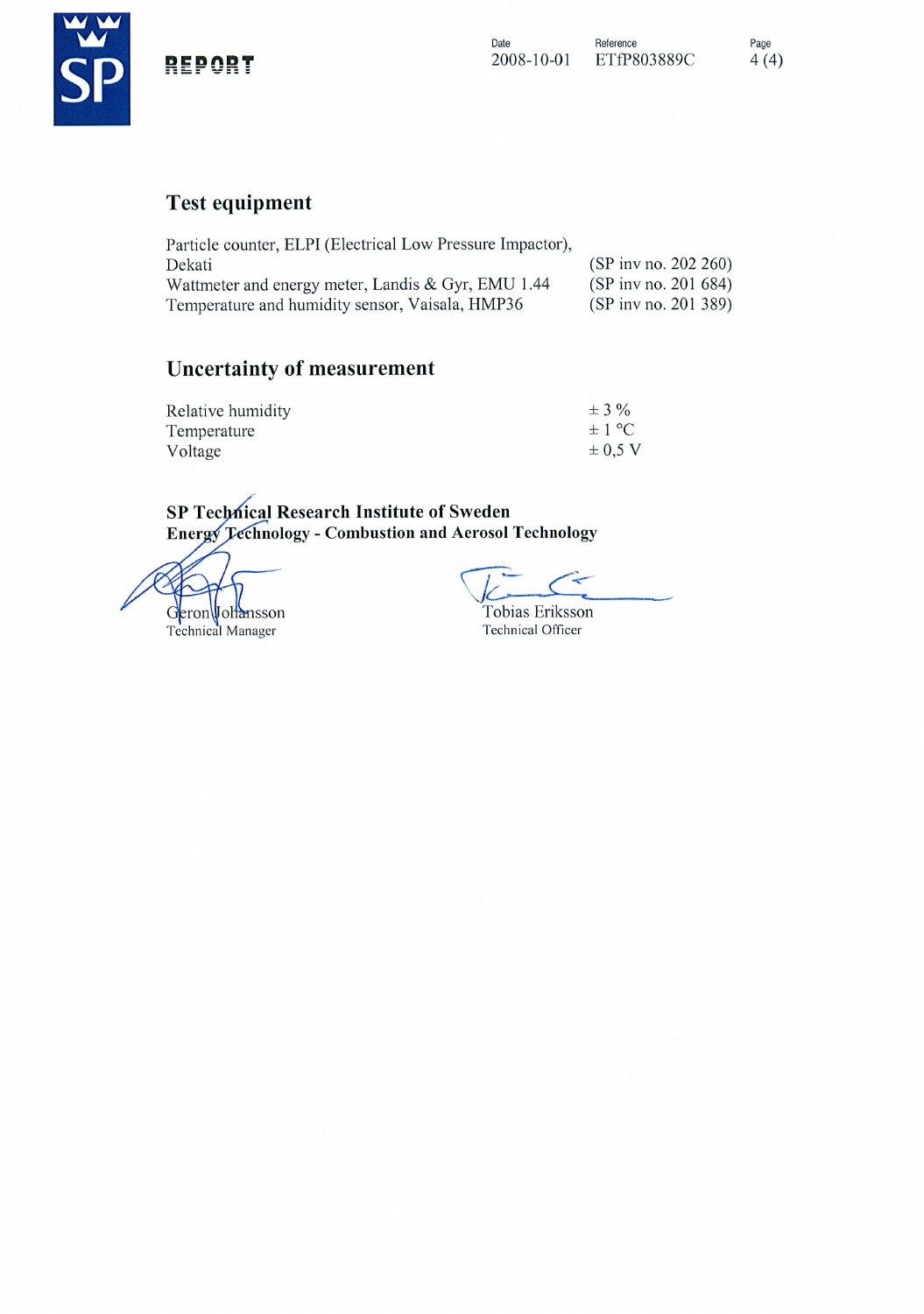## Test equipment

| | |
|---|---|
| Particle counter, ELPI (Electrical Low Pressure Impactor), Dekati | (SP inv no. 202 260) |
| Wattmeter and energy meter, Landis & Gyr, EMU 1.44 | (SP inv no. 201 684) |
| Temperature and humidity sensor, Vaisala, HMP36 | (SP inv no. 201 389) |

## Uncertainty of measurement

| | |
|---|---|
| Relative humidity | ± 3 % |
| Temperature | ± 1 °C |
| Voltage | ± 0,5 V |

**SP Technical Research Institute of Sweden**
**Energy Technology - Combustion and Aerosol Technology**

Geron Johansson
Technical Manager

Tobias Eriksson
Technical Officer